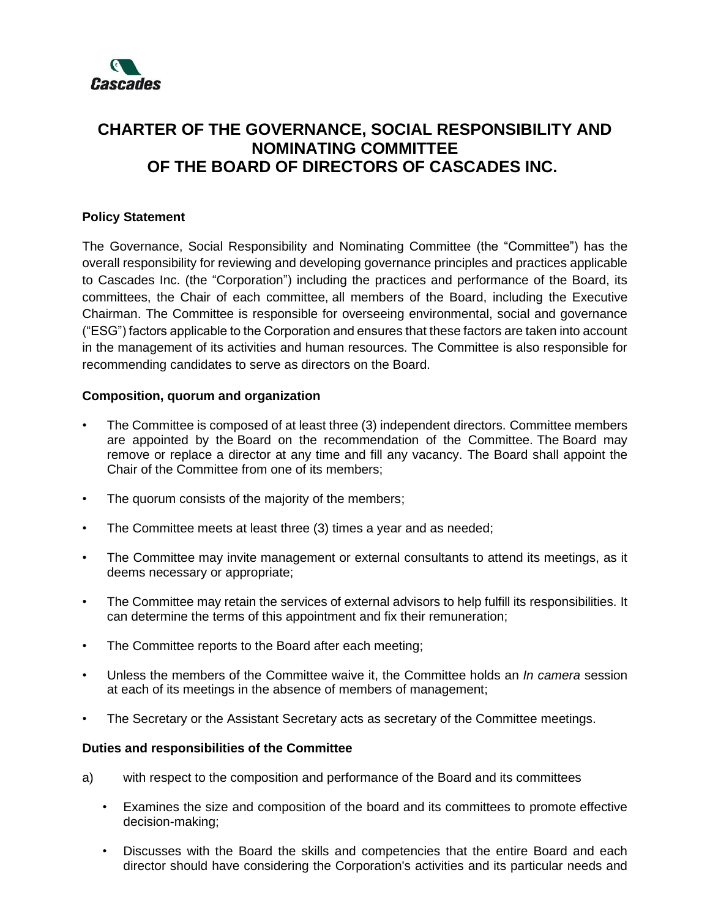# CHARTER OF THE GOVERNANCE, SOCIAL RESPONSIBILITY AND NOMINATING COMMITTEE OF THE BOARD OF DIRECTORS OF CASCADES INC.

**Policy Statement**

The Governance, Social Responsibility and Nominating Committee (the "Committee") has the overall responsibility for reviewing and developing governance principles and practices applicable to Cascades Inc. (the "Corporation") including the practices and performance of the Board, its committees, the Chair of each committee, all members of the Board, including the Executive Chairman. The Committee is responsible for overseeing environmental, social and governance ("ESG") factors applicable to the Corporation and ensures that these factors are taken into account in the management of its activities and human resources. The Committee is also responsible for recommending candidates to serve as directors on the Board.

**Composition, quorum and organization**

- The Committee is composed of at least three (3) independent directors. Committee members are appointed by the Board on the recommendation of the Committee. The Board may remove or replace a director at any time and fill any vacancy. The Board shall appoint the Chair of the Committee from one of its members;
- The quorum consists of the majority of the members;
- The Committee meets at least three (3) times a year and as needed;
- The Committee may invite management or external consultants to attend its meetings, as it deems necessary or appropriate;
- The Committee may retain the services of external advisors to help fulfill its responsibilities. It can determine the terms of this appointment and fix their remuneration;
- The Committee reports to the Board after each meeting;
- Unless the members of the Committee waive it, the Committee holds an *In camera* session at each of its meetings in the absence of members of management;
- The Secretary or the Assistant Secretary acts as secretary of the Committee meetings.

**Duties and responsibilities of the Committee**

a) with respect to the composition and performance of the Board and its committees

- Examines the size and composition of the board and its committees to promote effective decision-making;
- Discusses with the Board the skills and competencies that the entire Board and each director should have considering the Corporation's activities and its particular needs and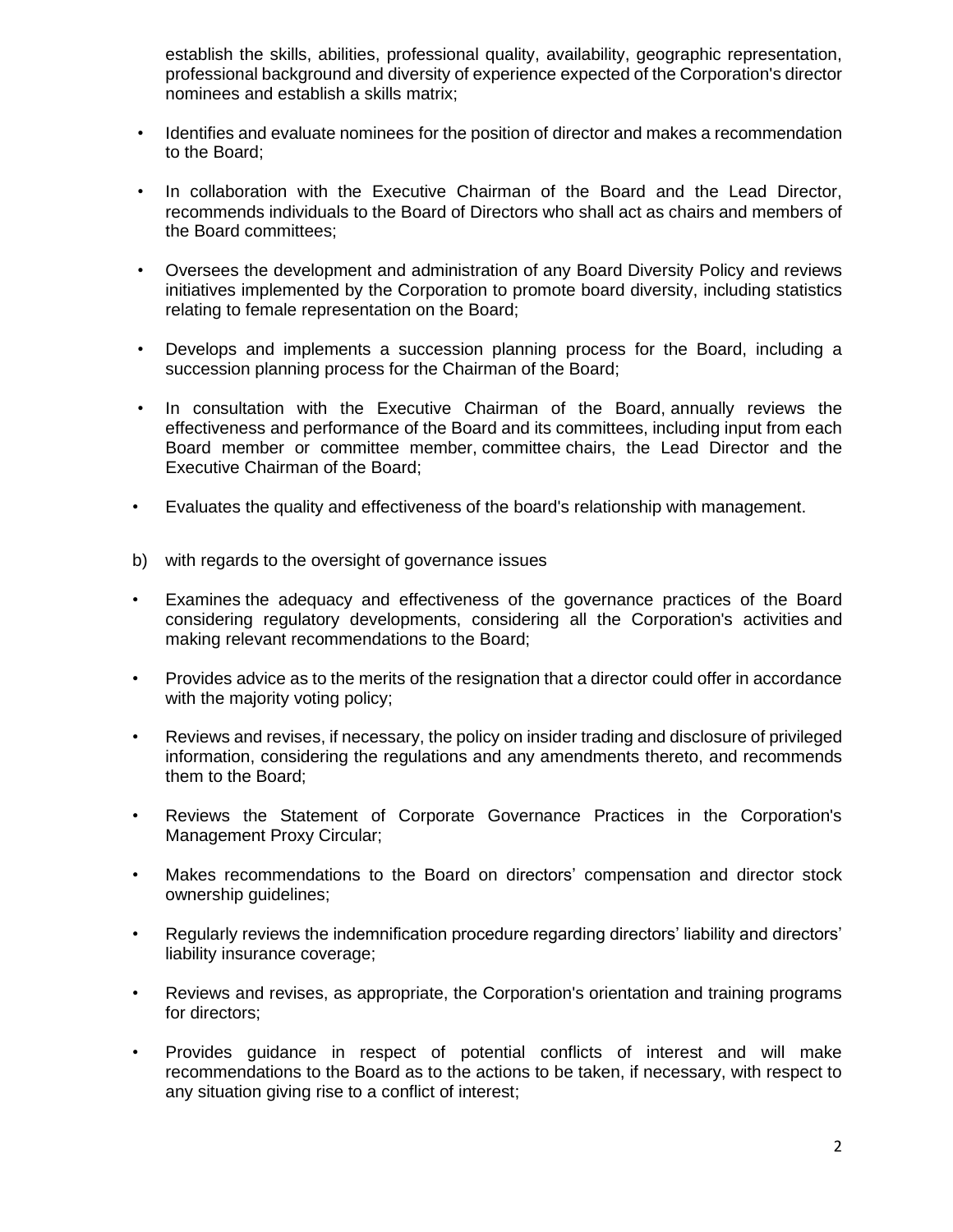establish the skills, abilities, professional quality, availability, geographic representation, professional background and diversity of experience expected of the Corporation's director nominees and establish a skills matrix;

- Identifies and evaluate nominees for the position of director and makes a recommendation to the Board;
- In collaboration with the Executive Chairman of the Board and the Lead Director, recommends individuals to the Board of Directors who shall act as chairs and members of the Board committees;
- Oversees the development and administration of any Board Diversity Policy and reviews initiatives implemented by the Corporation to promote board diversity, including statistics relating to female representation on the Board;
- Develops and implements a succession planning process for the Board, including a succession planning process for the Chairman of the Board;
- In consultation with the Executive Chairman of the Board, annually reviews the effectiveness and performance of the Board and its committees, including input from each Board member or committee member, committee chairs, the Lead Director and the Executive Chairman of the Board;
- Evaluates the quality and effectiveness of the board's relationship with management.

b) with regards to the oversight of governance issues

- Examines the adequacy and effectiveness of the governance practices of the Board considering regulatory developments, considering all the Corporation's activities and making relevant recommendations to the Board;
- Provides advice as to the merits of the resignation that a director could offer in accordance with the majority voting policy;
- Reviews and revises, if necessary, the policy on insider trading and disclosure of privileged information, considering the regulations and any amendments thereto, and recommends them to the Board;
- Reviews the Statement of Corporate Governance Practices in the Corporation's Management Proxy Circular;
- Makes recommendations to the Board on directors' compensation and director stock ownership guidelines;
- Regularly reviews the indemnification procedure regarding directors' liability and directors' liability insurance coverage;
- Reviews and revises, as appropriate, the Corporation's orientation and training programs for directors;
- Provides guidance in respect of potential conflicts of interest and will make recommendations to the Board as to the actions to be taken, if necessary, with respect to any situation giving rise to a conflict of interest;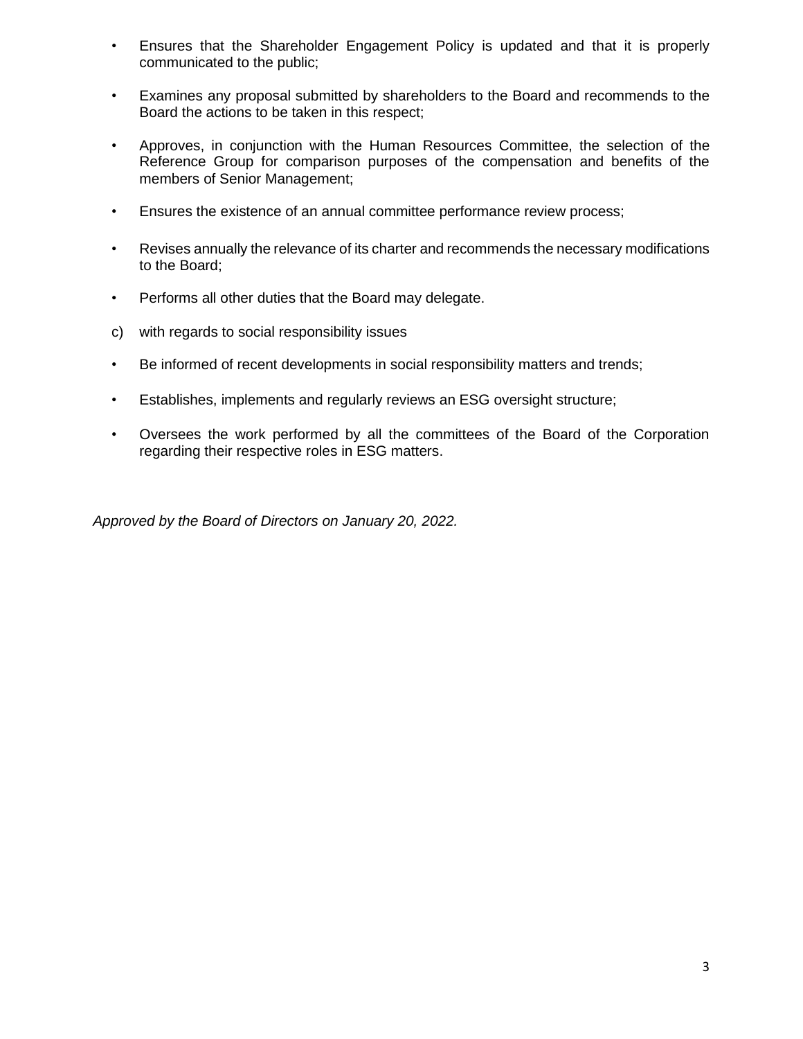- Ensures that the Shareholder Engagement Policy is updated and that it is properly communicated to the public;
- Examines any proposal submitted by shareholders to the Board and recommends to the Board the actions to be taken in this respect;
- Approves, in conjunction with the Human Resources Committee, the selection of the Reference Group for comparison purposes of the compensation and benefits of the members of Senior Management;
- Ensures the existence of an annual committee performance review process;
- Revises annually the relevance of its charter and recommends the necessary modifications to the Board;
- Performs all other duties that the Board may delegate.

c) with regards to social responsibility issues

- Be informed of recent developments in social responsibility matters and trends;
- Establishes, implements and regularly reviews an ESG oversight structure;
- Oversees the work performed by all the committees of the Board of the Corporation regarding their respective roles in ESG matters.

*Approved by the Board of Directors on January 20, 2022.*